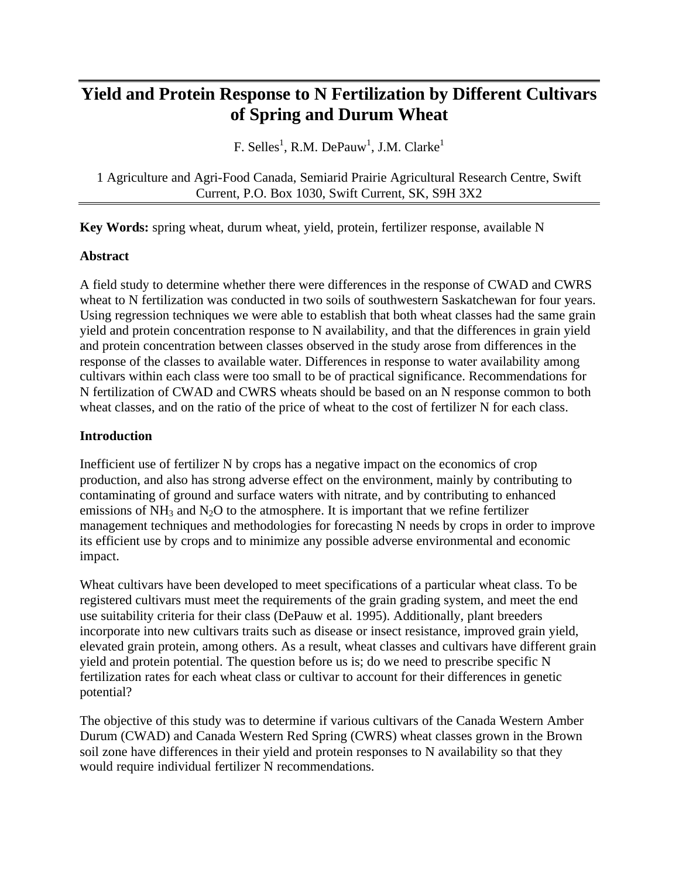# Yield and Protein Response to N Fertilization by Different Cultivars of Spring and Durum Wheat

F. Selles[1], R.M. DePauw[1], J.M. Clarke[1]

1 Agriculture and Agri-Food Canada, Semiarid Prairie Agricultural Research Centre, Swift Current, P.O. Box 1030, Swift Current, SK, S9H 3X2

**Key Words:** spring wheat, durum wheat, yield, protein, fertilizer response, available N

## Abstract

A field study to determine whether there were differences in the response of CWAD and CWRS wheat to N fertilization was conducted in two soils of southwestern Saskatchewan for four years. Using regression techniques we were able to establish that both wheat classes had the same grain yield and protein concentration response to N availability, and that the differences in grain yield and protein concentration between classes observed in the study arose from differences in the response of the classes to available water. Differences in response to water availability among cultivars within each class were too small to be of practical significance. Recommendations for N fertilization of CWAD and CWRS wheats should be based on an N response common to both wheat classes, and on the ratio of the price of wheat to the cost of fertilizer N for each class.

## Introduction

Inefficient use of fertilizer N by crops has a negative impact on the economics of crop production, and also has strong adverse effect on the environment, mainly by contributing to contaminating of ground and surface waters with nitrate, and by contributing to enhanced emissions of $NH_3$ and $N_2O$ to the atmosphere. It is important that we refine fertilizer management techniques and methodologies for forecasting N needs by crops in order to improve its efficient use by crops and to minimize any possible adverse environmental and economic impact.

Wheat cultivars have been developed to meet specifications of a particular wheat class. To be registered cultivars must meet the requirements of the grain grading system, and meet the end use suitability criteria for their class (DePauw et al. 1995). Additionally, plant breeders incorporate into new cultivars traits such as disease or insect resistance, improved grain yield, elevated grain protein, among others. As a result, wheat classes and cultivars have different grain yield and protein potential. The question before us is; do we need to prescribe specific N fertilization rates for each wheat class or cultivar to account for their differences in genetic potential?

The objective of this study was to determine if various cultivars of the Canada Western Amber Durum (CWAD) and Canada Western Red Spring (CWRS) wheat classes grown in the Brown soil zone have differences in their yield and protein responses to N availability so that they would require individual fertilizer N recommendations.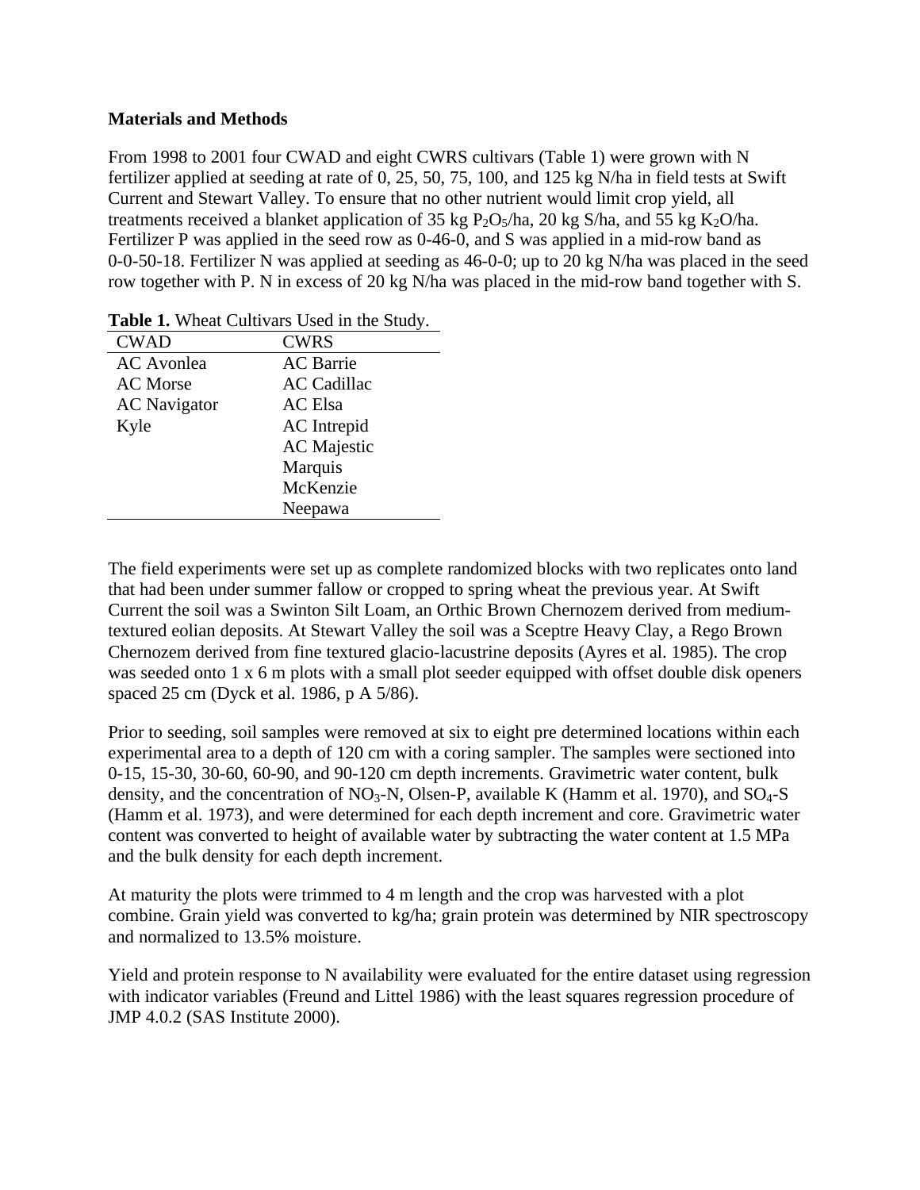## Materials and Methods

From 1998 to 2001 four CWAD and eight CWRS cultivars (Table 1) were grown with N fertilizer applied at seeding at rate of 0, 25, 50, 75, 100, and 125 kg N/ha in field tests at Swift Current and Stewart Valley. To ensure that no other nutrient would limit crop yield, all treatments received a blanket application of 35 kg $P_2O_5$/ha, 20 kg S/ha, and 55 kg $K_2O$/ha. Fertilizer P was applied in the seed row as 0-46-0, and S was applied in a mid-row band as 0-0-50-18. Fertilizer N was applied at seeding as 46-0-0; up to 20 kg N/ha was placed in the seed row together with P. N in excess of 20 kg N/ha was placed in the mid-row band together with S.

**Table 1.** Wheat Cultivars Used in the Study.

| CWAD | CWRS |
| --- | --- |
| AC Avonlea | AC Barrie |
| AC Morse | AC Cadillac |
| AC Navigator | AC Elsa |
| Kyle | AC Intrepid |
| | AC Majestic |
| | Marquis |
| | McKenzie |
| | Neepawa |

The field experiments were set up as complete randomized blocks with two replicates onto land that had been under summer fallow or cropped to spring wheat the previous year. At Swift Current the soil was a Swinton Silt Loam, an Orthic Brown Chernozem derived from medium-textured eolian deposits. At Stewart Valley the soil was a Sceptre Heavy Clay, a Rego Brown Chernozem derived from fine textured glacio-lacustrine deposits (Ayres et al. 1985). The crop was seeded onto 1 x 6 m plots with a small plot seeder equipped with offset double disk openers spaced 25 cm (Dyck et al. 1986, p A 5/86).

Prior to seeding, soil samples were removed at six to eight pre determined locations within each experimental area to a depth of 120 cm with a coring sampler. The samples were sectioned into 0-15, 15-30, 30-60, 60-90, and 90-120 cm depth increments. Gravimetric water content, bulk density, and the concentration of $NO_3$-N, Olsen-P, available K (Hamm et al. 1970), and $SO_4$-S (Hamm et al. 1973), and were determined for each depth increment and core. Gravimetric water content was converted to height of available water by subtracting the water content at 1.5 MPa and the bulk density for each depth increment.

At maturity the plots were trimmed to 4 m length and the crop was harvested with a plot combine. Grain yield was converted to kg/ha; grain protein was determined by NIR spectroscopy and normalized to 13.5% moisture.

Yield and protein response to N availability were evaluated for the entire dataset using regression with indicator variables (Freund and Littel 1986) with the least squares regression procedure of JMP 4.0.2 (SAS Institute 2000).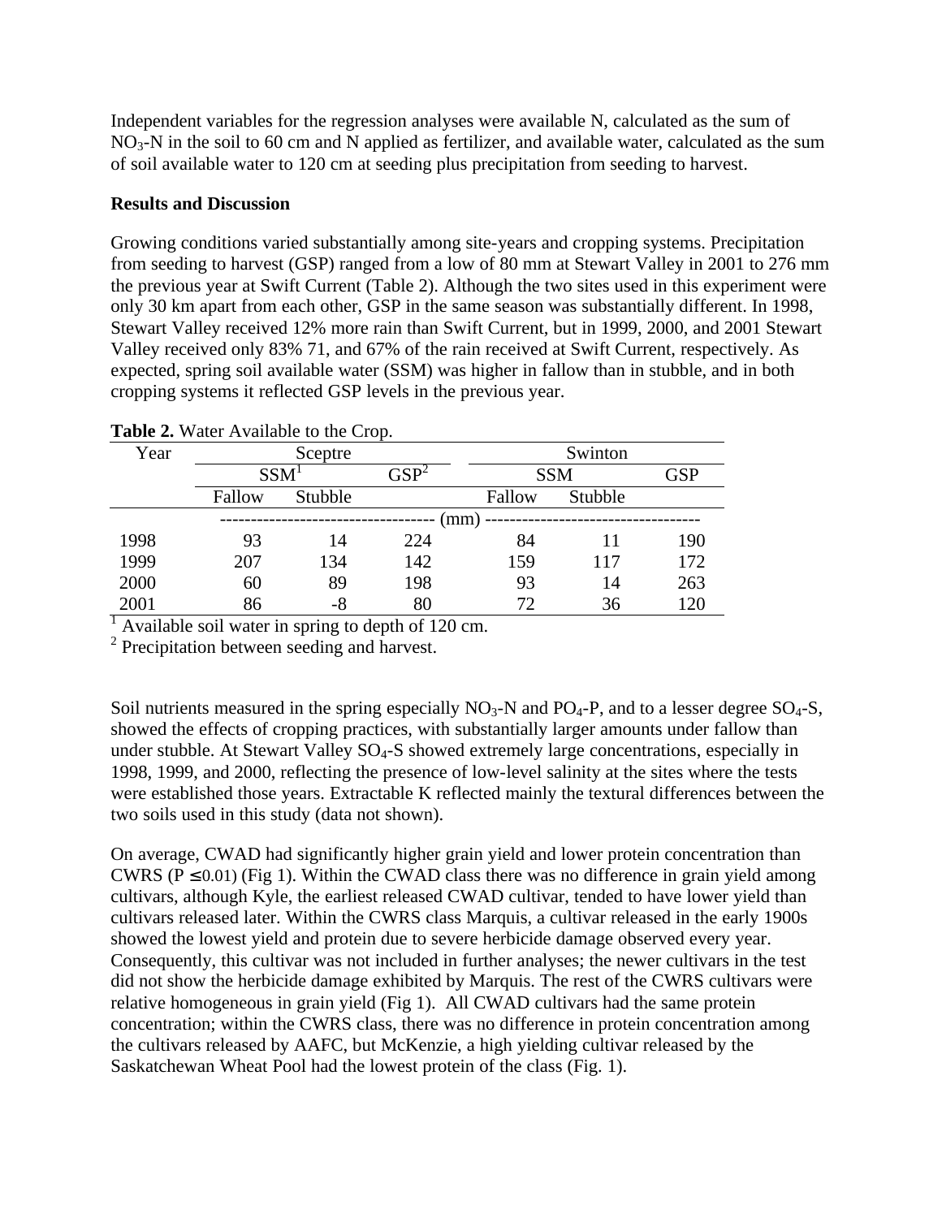Independent variables for the regression analyses were available N, calculated as the sum of $NO_3$-N in the soil to 60 cm and N applied as fertilizer, and available water, calculated as the sum of soil available water to 120 cm at seeding plus precipitation from seeding to harvest.

## Results and Discussion

Growing conditions varied substantially among site-years and cropping systems. Precipitation from seeding to harvest (GSP) ranged from a low of 80 mm at Stewart Valley in 2001 to 276 mm the previous year at Swift Current (Table 2). Although the two sites used in this experiment were only 30 km apart from each other, GSP in the same season was substantially different. In 1998, Stewart Valley received 12% more rain than Swift Current, but in 1999, 2000, and 2001 Stewart Valley received only 83% 71, and 67% of the rain received at Swift Current, respectively. As expected, spring soil available water (SSM) was higher in fallow than in stubble, and in both cropping systems it reflected GSP levels in the previous year.

**Table 2.** Water Available to the Crop.

| Year | Sceptre | | | Swinton | | |
|---|---|---|---|---|---|---|
| | SSM[1] | | GSP[2] | SSM | | GSP |
| | Fallow | Stubble | | Fallow | Stubble | |
| | (mm) | | | | | |
| 1998 | 93 | 14 | 224 | 84 | 11 | 190 |
| 1999 | 207 | 134 | 142 | 159 | 117 | 172 |
| 2000 | 60 | 89 | 198 | 93 | 14 | 263 |
| 2001 | 86 | -8 | 80 | 72 | 36 | 120 |

[1] Available soil water in spring to depth of 120 cm.
[2] Precipitation between seeding and harvest.

Soil nutrients measured in the spring especially $NO_3$-N and $PO_4$-P, and to a lesser degree $SO_4$-S, showed the effects of cropping practices, with substantially larger amounts under fallow than under stubble. At Stewart Valley $SO_4$-S showed extremely large concentrations, especially in 1998, 1999, and 2000, reflecting the presence of low-level salinity at the sites where the tests were established those years. Extractable K reflected mainly the textural differences between the two soils used in this study (data not shown).

On average, CWAD had significantly higher grain yield and lower protein concentration than CWRS ($P \leq 0.01$) (Fig 1). Within the CWAD class there was no difference in grain yield among cultivars, although Kyle, the earliest released CWAD cultivar, tended to have lower yield than cultivars released later. Within the CWRS class Marquis, a cultivar released in the early 1900s showed the lowest yield and protein due to severe herbicide damage observed every year. Consequently, this cultivar was not included in further analyses; the newer cultivars in the test did not show the herbicide damage exhibited by Marquis. The rest of the CWRS cultivars were relative homogeneous in grain yield (Fig 1). All CWAD cultivars had the same protein concentration; within the CWRS class, there was no difference in protein concentration among the cultivars released by AAFC, but McKenzie, a high yielding cultivar released by the Saskatchewan Wheat Pool had the lowest protein of the class (Fig. 1).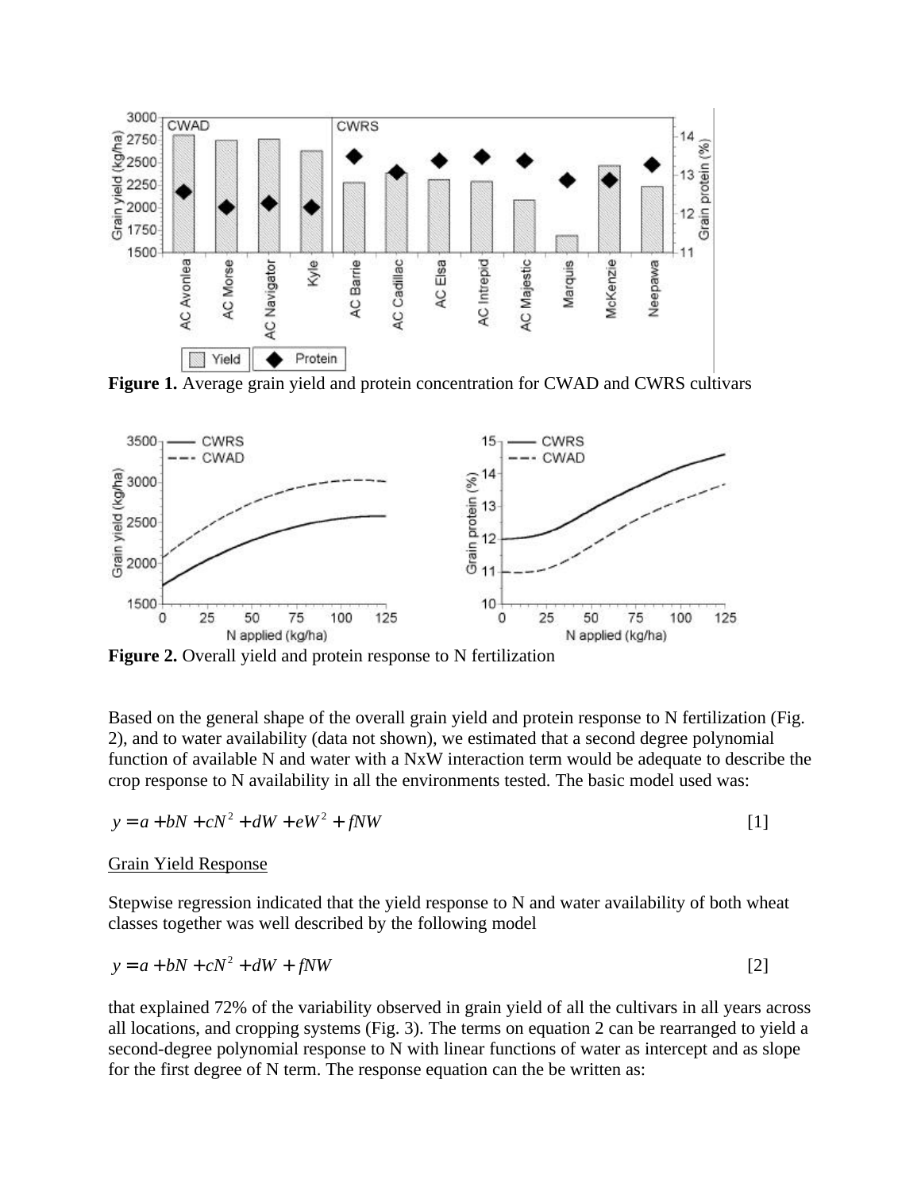**Figure 1.** Average grain yield and protein concentration for CWAD and CWRS cultivars

**Figure 2.** Overall yield and protein response to N fertilization

Based on the general shape of the overall grain yield and protein response to N fertilization (Fig. 2), and to water availability (data not shown), we estimated that a second degree polynomial function of available N and water with a NxW interaction term would be adequate to describe the crop response to N availability in all the environments tested. The basic model used was:

$$y = a + bN + cN^2 + dW + eW^2 + fNW \qquad [1]$$

Grain Yield Response

Stepwise regression indicated that the yield response to N and water availability of both wheat classes together was well described by the following model

$$y = a + bN + cN^2 + dW + fNW \qquad [2]$$

that explained 72% of the variability observed in grain yield of all the cultivars in all years across all locations, and cropping systems (Fig. 3). The terms on equation 2 can be rearranged to yield a second-degree polynomial response to N with linear functions of water as intercept and as slope for the first degree of N term. The response equation can the be written as: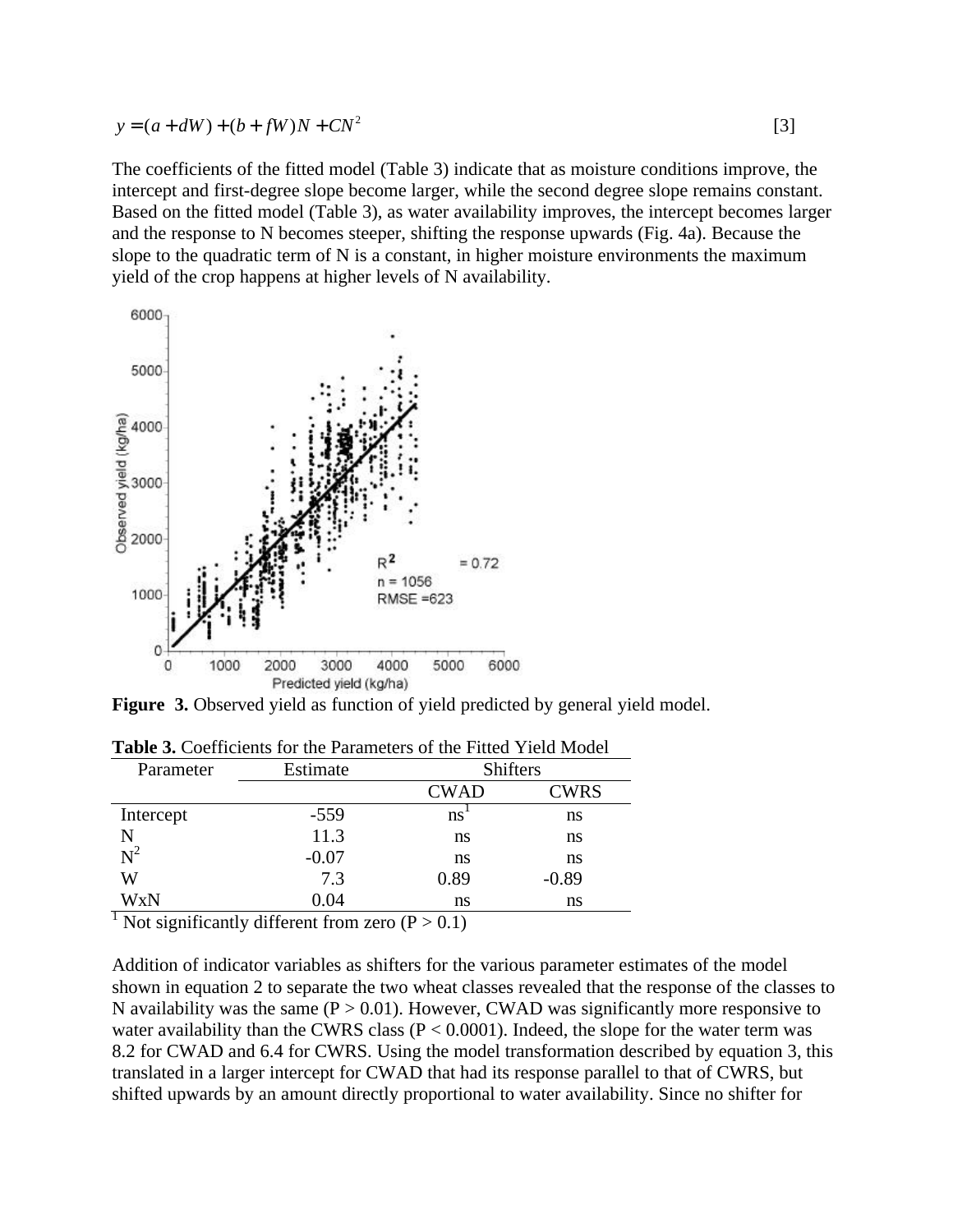$$y = (a + dW) + (b + fW)N + CN^2 \qquad [3]$$

The coefficients of the fitted model (Table 3) indicate that as moisture conditions improve, the intercept and first-degree slope become larger, while the second degree slope remains constant. Based on the fitted model (Table 3), as water availability improves, the intercept becomes larger and the response to N becomes steeper, shifting the response upwards (Fig. 4a). Because the slope to the quadratic term of N is a constant, in higher moisture environments the maximum yield of the crop happens at higher levels of N availability.

**Figure 3.** Observed yield as function of yield predicted by general yield model.

**Table 3.** Coefficients for the Parameters of the Fitted Yield Model

| Parameter | Estimate | Shifters | |
|---|---|---|---|
| | | CWAD | CWRS |
| Intercept | -559 | ns[1] | ns |
| N | 11.3 | ns | ns |
| $N^2$ | -0.07 | ns | ns |
| W | 7.3 | 0.89 | -0.89 |
| WxN | 0.04 | ns | ns |

[1] Not significantly different from zero ($P > 0.1$)

Addition of indicator variables as shifters for the various parameter estimates of the model shown in equation 2 to separate the two wheat classes revealed that the response of the classes to N availability was the same ($P > 0.01$). However, CWAD was significantly more responsive to water availability than the CWRS class ($P < 0.0001$). Indeed, the slope for the water term was 8.2 for CWAD and 6.4 for CWRS. Using the model transformation described by equation 3, this translated in a larger intercept for CWAD that had its response parallel to that of CWRS, but shifted upwards by an amount directly proportional to water availability. Since no shifter for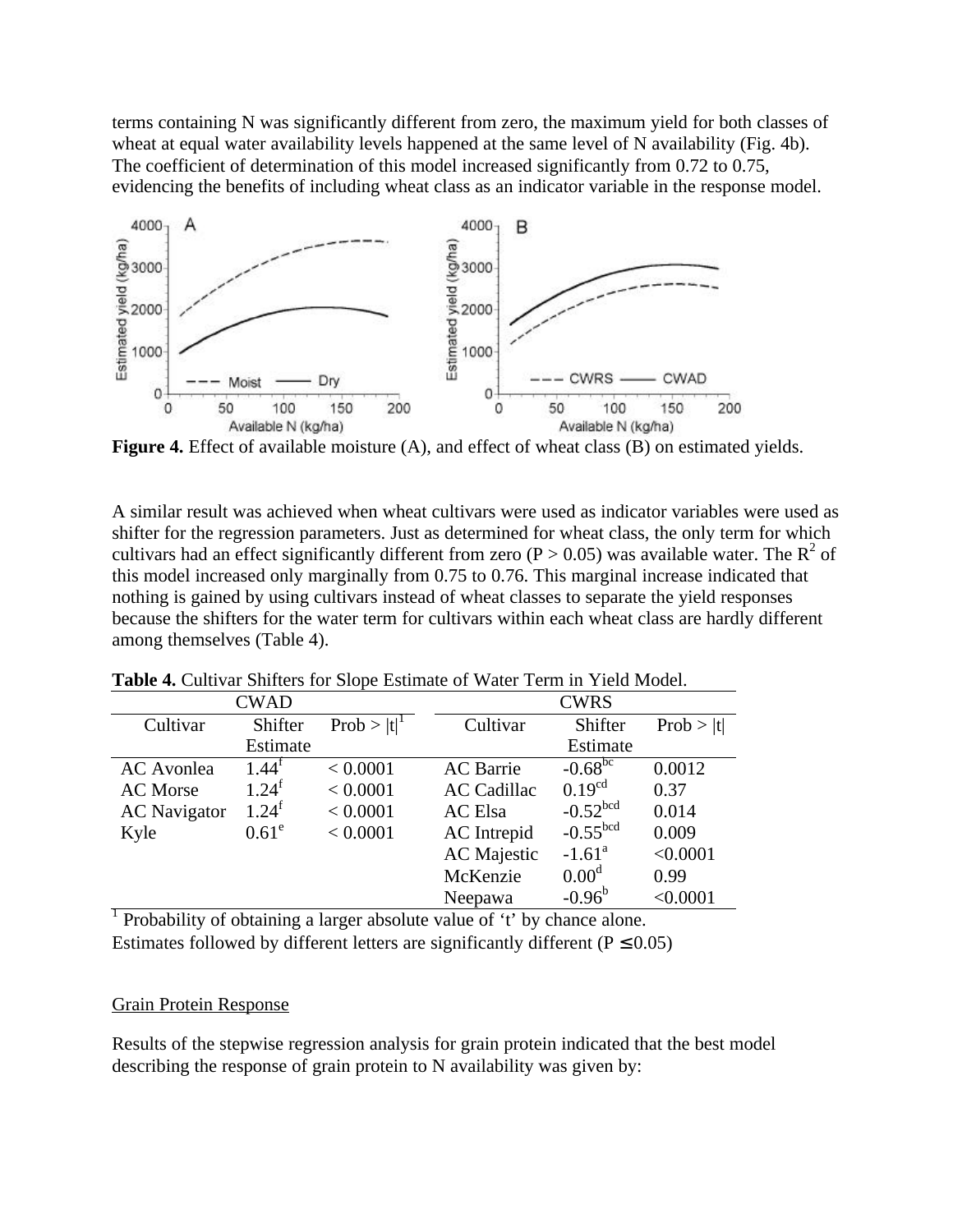terms containing N was significantly different from zero, the maximum yield for both classes of wheat at equal water availability levels happened at the same level of N availability (Fig. 4b). The coefficient of determination of this model increased significantly from 0.72 to 0.75, evidencing the benefits of including wheat class as an indicator variable in the response model.

**Figure 4.** Effect of available moisture (A), and effect of wheat class (B) on estimated yields.

A similar result was achieved when wheat cultivars were used as indicator variables were used as shifter for the regression parameters. Just as determined for wheat class, the only term for which cultivars had an effect significantly different from zero ($P > 0.05$) was available water. The $R^2$ of this model increased only marginally from 0.75 to 0.76. This marginal increase indicated that nothing is gained by using cultivars instead of wheat classes to separate the yield responses because the shifters for the water term for cultivars within each wheat class are hardly different among themselves (Table 4).

**Table 4.** Cultivar Shifters for Slope Estimate of Water Term in Yield Model.

| CWAD | | | CWRS | | |
|---|---|---|---|---|---|
| Cultivar | Shifter Estimate | Prob > \|t\|[1] | Cultivar | Shifter Estimate | Prob > \|t\| |
| AC Avonlea | 1.44[f] | < 0.0001 | AC Barrie | -0.68[bc] | 0.0012 |
| AC Morse | 1.24[f] | < 0.0001 | AC Cadillac | 0.19[cd] | 0.37 |
| AC Navigator | 1.24[f] | < 0.0001 | AC Elsa | -0.52[bcd] | 0.014 |
| Kyle | 0.61[e] | < 0.0001 | AC Intrepid | -0.55[bcd] | 0.009 |
| | | | AC Majestic | -1.61[a] | <0.0001 |
| | | | McKenzie | 0.00[d] | 0.99 |
| | | | Neepawa | -0.96[b] | <0.0001 |

[1] Probability of obtaining a larger absolute value of 't' by chance alone.
Estimates followed by different letters are significantly different ($P \leq 0.05$)

Grain Protein Response

Results of the stepwise regression analysis for grain protein indicated that the best model describing the response of grain protein to N availability was given by: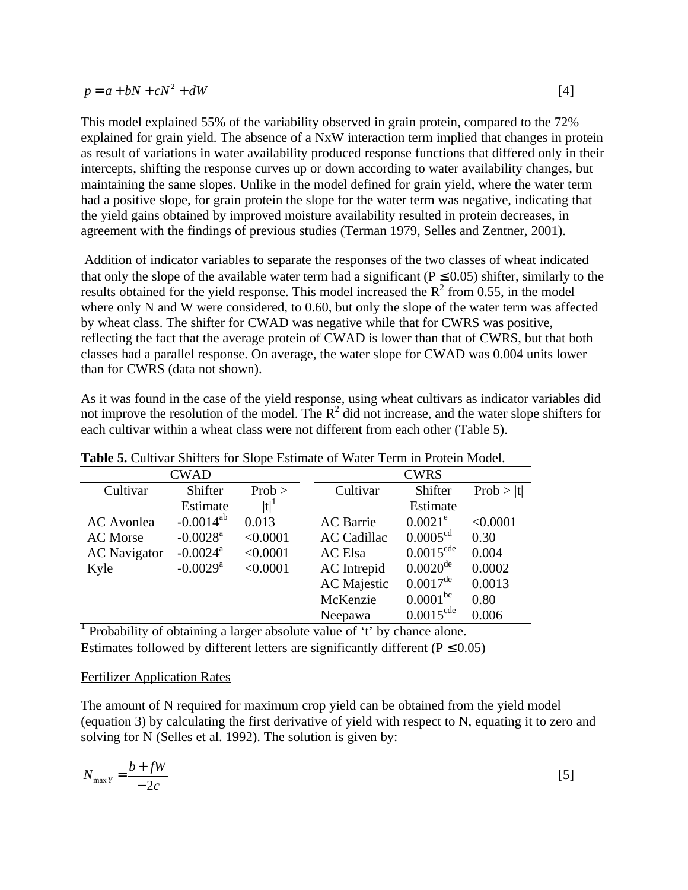$$p = a + bN + cN^2 + dW \qquad [4]$$

This model explained 55% of the variability observed in grain protein, compared to the 72% explained for grain yield. The absence of a NxW interaction term implied that changes in protein as result of variations in water availability produced response functions that differed only in their intercepts, shifting the response curves up or down according to water availability changes, but maintaining the same slopes. Unlike in the model defined for grain yield, where the water term had a positive slope, for grain protein the slope for the water term was negative, indicating that the yield gains obtained by improved moisture availability resulted in protein decreases, in agreement with the findings of previous studies (Terman 1979, Selles and Zentner, 2001).

Addition of indicator variables to separate the responses of the two classes of wheat indicated that only the slope of the available water term had a significant ($P \leq 0.05$) shifter, similarly to the results obtained for the yield response. This model increased the $R^2$ from 0.55, in the model where only N and W were considered, to 0.60, but only the slope of the water term was affected by wheat class. The shifter for CWAD was negative while that for CWRS was positive, reflecting the fact that the average protein of CWAD is lower than that of CWRS, but that both classes had a parallel response. On average, the water slope for CWAD was 0.004 units lower than for CWRS (data not shown).

As it was found in the case of the yield response, using wheat cultivars as indicator variables did not improve the resolution of the model. The $R^2$ did not increase, and the water slope shifters for each cultivar within a wheat class were not different from each other (Table 5).

**Table 5.** Cultivar Shifters for Slope Estimate of Water Term in Protein Model.

| CWAD | | | CWRS | | |
|---|---|---|---|---|---|
| Cultivar | Shifter Estimate | Prob > \|t\|[1] | Cultivar | Shifter Estimate | Prob > \|t\| |
| AC Avonlea | $-0.0014^{ab}$ | 0.013 | AC Barrie | $0.0021^{e}$ | <0.0001 |
| AC Morse | $-0.0028^{a}$ | <0.0001 | AC Cadillac | $0.0005^{cd}$ | 0.30 |
| AC Navigator | $-0.0024^{a}$ | <0.0001 | AC Elsa | $0.0015^{cde}$ | 0.004 |
| Kyle | $-0.0029^{a}$ | <0.0001 | AC Intrepid | $0.0020^{de}$ | 0.0002 |
| | | | AC Majestic | $0.0017^{de}$ | 0.0013 |
| | | | McKenzie | $0.0001^{bc}$ | 0.80 |
| | | | Neepawa | $0.0015^{cde}$ | 0.006 |

[1] Probability of obtaining a larger absolute value of 't' by chance alone.
Estimates followed by different letters are significantly different ($P \leq 0.05$)

<u>Fertilizer Application Rates</u>

The amount of N required for maximum crop yield can be obtained from the yield model (equation 3) by calculating the first derivative of yield with respect to N, equating it to zero and solving for N (Selles et al. 1992). The solution is given by:

$$N_{\max Y} = \frac{b + fW}{-2c} \qquad [5]$$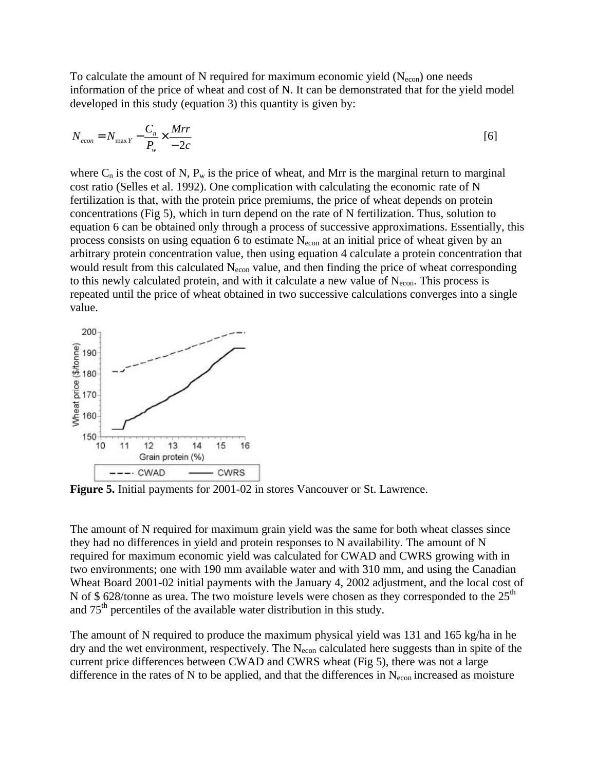To calculate the amount of N required for maximum economic yield ($N_{econ}$) one needs information of the price of wheat and cost of N. It can be demonstrated that for the yield model developed in this study (equation 3) this quantity is given by:

$$N_{econ} = N_{\max Y} - \frac{C_n}{P_w} \times \frac{Mrr}{-2c} \qquad [6]$$

where $C_n$ is the cost of N, $P_w$ is the price of wheat, and Mrr is the marginal return to marginal cost ratio (Selles et al. 1992). One complication with calculating the economic rate of N fertilization is that, with the protein price premiums, the price of wheat depends on protein concentrations (Fig 5), which in turn depend on the rate of N fertilization. Thus, solution to equation 6 can be obtained only through a process of successive approximations. Essentially, this process consists on using equation 6 to estimate $N_{econ}$ at an initial price of wheat given by an arbitrary protein concentration value, then using equation 4 calculate a protein concentration that would result from this calculated $N_{econ}$ value, and then finding the price of wheat corresponding to this newly calculated protein, and with it calculate a new value of $N_{econ}$. This process is repeated until the price of wheat obtained in two successive calculations converges into a single value.

**Figure 5.** Initial payments for 2001-02 in stores Vancouver or St. Lawrence.

The amount of N required for maximum grain yield was the same for both wheat classes since they had no differences in yield and protein responses to N availability. The amount of N required for maximum economic yield was calculated for CWAD and CWRS growing with in two environments; one with 190 mm available water and with 310 mm, and using the Canadian Wheat Board 2001-02 initial payments with the January 4, 2002 adjustment, and the local cost of N of $ 628/tonne as urea. The two moisture levels were chosen as they corresponded to the 25th and 75th percentiles of the available water distribution in this study.

The amount of N required to produce the maximum physical yield was 131 and 165 kg/ha in he dry and the wet environment, respectively. The $N_{econ}$ calculated here suggests than in spite of the current price differences between CWAD and CWRS wheat (Fig 5), there was not a large difference in the rates of N to be applied, and that the differences in $N_{econ}$ increased as moisture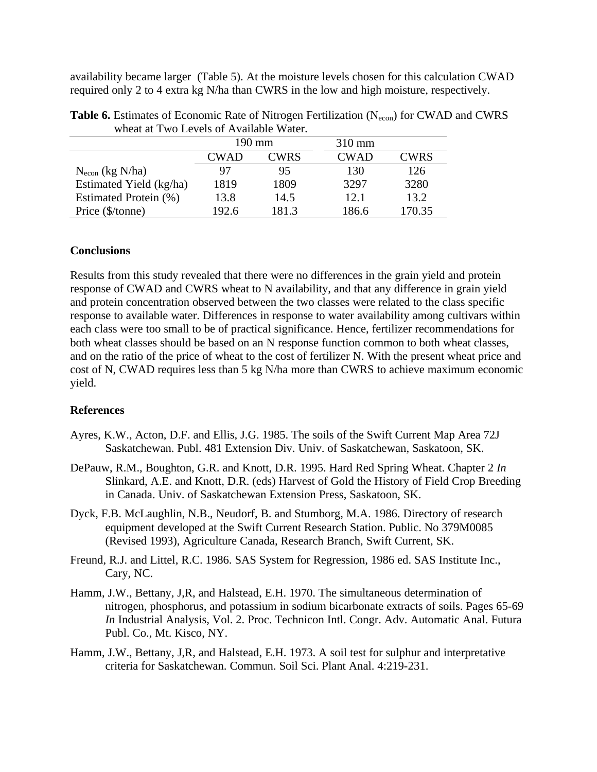availability became larger (Table 5). At the moisture levels chosen for this calculation CWAD required only 2 to 4 extra kg N/ha than CWRS in the low and high moisture, respectively.

**Table 6.** Estimates of Economic Rate of Nitrogen Fertilization ($N_{econ}$) for CWAD and CWRS wheat at Two Levels of Available Water.

| | 190 mm | | 310 mm | |
|---|---|---|---|---|
| | CWAD | CWRS | CWAD | CWRS |
| $N_{econ}$ (kg N/ha) | 97 | 95 | 130 | 126 |
| Estimated Yield (kg/ha) | 1819 | 1809 | 3297 | 3280 |
| Estimated Protein (%) | 13.8 | 14.5 | 12.1 | 13.2 |
| Price ($/tonne) | 192.6 | 181.3 | 186.6 | 170.35 |

**Conclusions**

Results from this study revealed that there were no differences in the grain yield and protein response of CWAD and CWRS wheat to N availability, and that any difference in grain yield and protein concentration observed between the two classes were related to the class specific response to available water. Differences in response to water availability among cultivars within each class were too small to be of practical significance. Hence, fertilizer recommendations for both wheat classes should be based on an N response function common to both wheat classes, and on the ratio of the price of wheat to the cost of fertilizer N. With the present wheat price and cost of N, CWAD requires less than 5 kg N/ha more than CWRS to achieve maximum economic yield.

**References**

Ayres, K.W., Acton, D.F. and Ellis, J.G. 1985. The soils of the Swift Current Map Area 72J Saskatchewan. Publ. 481 Extension Div. Univ. of Saskatchewan, Saskatoon, SK.

DePauw, R.M., Boughton, G.R. and Knott, D.R. 1995. Hard Red Spring Wheat. Chapter 2 *In* Slinkard, A.E. and Knott, D.R. (eds) Harvest of Gold the History of Field Crop Breeding in Canada. Univ. of Saskatchewan Extension Press, Saskatoon, SK.

Dyck, F.B. McLaughlin, N.B., Neudorf, B. and Stumborg, M.A. 1986. Directory of research equipment developed at the Swift Current Research Station. Public. No 379M0085 (Revised 1993), Agriculture Canada, Research Branch, Swift Current, SK.

Freund, R.J. and Littel, R.C. 1986. SAS System for Regression, 1986 ed. SAS Institute Inc., Cary, NC.

Hamm, J.W., Bettany, J,R, and Halstead, E.H. 1970. The simultaneous determination of nitrogen, phosphorus, and potassium in sodium bicarbonate extracts of soils. Pages 65-69 *In* Industrial Analysis, Vol. 2. Proc. Technicon Intl. Congr. Adv. Automatic Anal. Futura Publ. Co., Mt. Kisco, NY.

Hamm, J.W., Bettany, J,R, and Halstead, E.H. 1973. A soil test for sulphur and interpretative criteria for Saskatchewan. Commun. Soil Sci. Plant Anal. 4:219-231.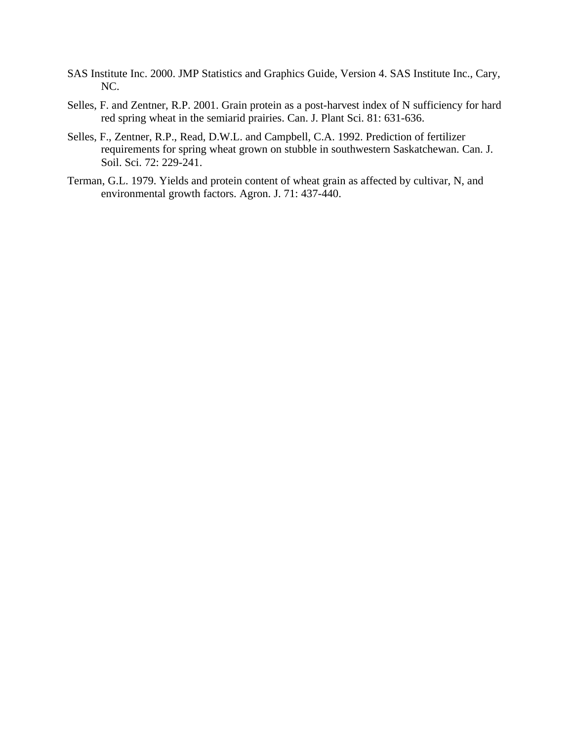SAS Institute Inc. 2000. JMP Statistics and Graphics Guide, Version 4. SAS Institute Inc., Cary, NC.

Selles, F. and Zentner, R.P. 2001. Grain protein as a post-harvest index of N sufficiency for hard red spring wheat in the semiarid prairies. Can. J. Plant Sci. 81: 631-636.

Selles, F., Zentner, R.P., Read, D.W.L. and Campbell, C.A. 1992. Prediction of fertilizer requirements for spring wheat grown on stubble in southwestern Saskatchewan. Can. J. Soil. Sci. 72: 229-241.

Terman, G.L. 1979. Yields and protein content of wheat grain as affected by cultivar, N, and environmental growth factors. Agron. J. 71: 437-440.